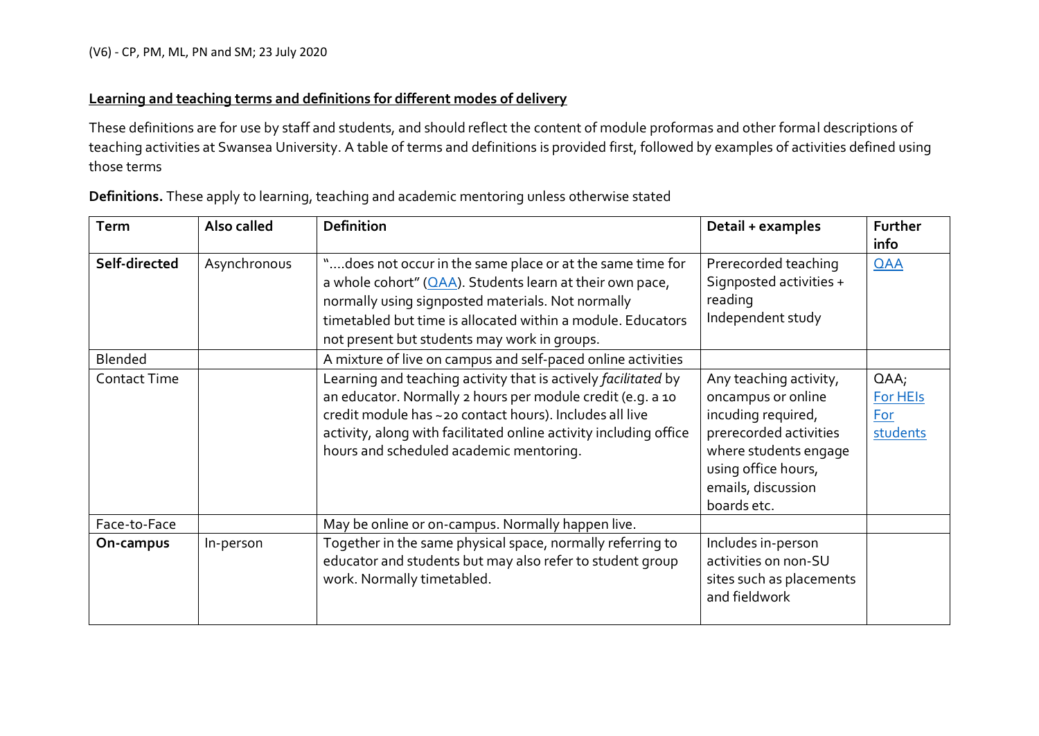(V6) - CP, PM, ML, PN and SM; 23 July 2020

## Learning and teaching terms and definitions for different modes of delivery

These definitions are for use by staff and students, and should reflect the content of module proformas and other formal descriptions of teaching activities at Swansea University. A table of terms and definitions is provided first, followed by examples of activities defined using those terms

**Definitions.** These apply to learning, teaching and academic mentoring unless otherwise stated

| Term | Also called | Definition | Detail + examples | Further info |
|---|---|---|---|---|
| **Self-directed** | Asynchronous | "....does not occur in the same place or at the same time for a whole cohort" (QAA). Students learn at their own pace, normally using signposted materials. Not normally timetabled but time is allocated within a module. Educators not present but students may work in groups. | Prerecorded teaching<br>Signposted activities + reading<br>Independent study | QAA |
| Blended | | A mixture of live on campus and self-paced online activities | | |
| Contact Time | | Learning and teaching activity that is actively *facilitated* by an educator. Normally 2 hours per module credit (e.g. a 10 credit module has ~20 contact hours). Includes all live activity, along with facilitated online activity including office hours and scheduled academic mentoring. | Any teaching activity, oncampus or online incuding required, prerecorded activities where students engage using office hours, emails, discussion boards etc. | QAA; For HEIs For students |
| Face-to-Face | | May be online or on-campus. Normally happen live. | | |
| **On-campus** | In-person | Together in the same physical space, normally referring to educator and students but may also refer to student group work. Normally timetabled. | Includes in-person activities on non-SU sites such as placements and fieldwork | |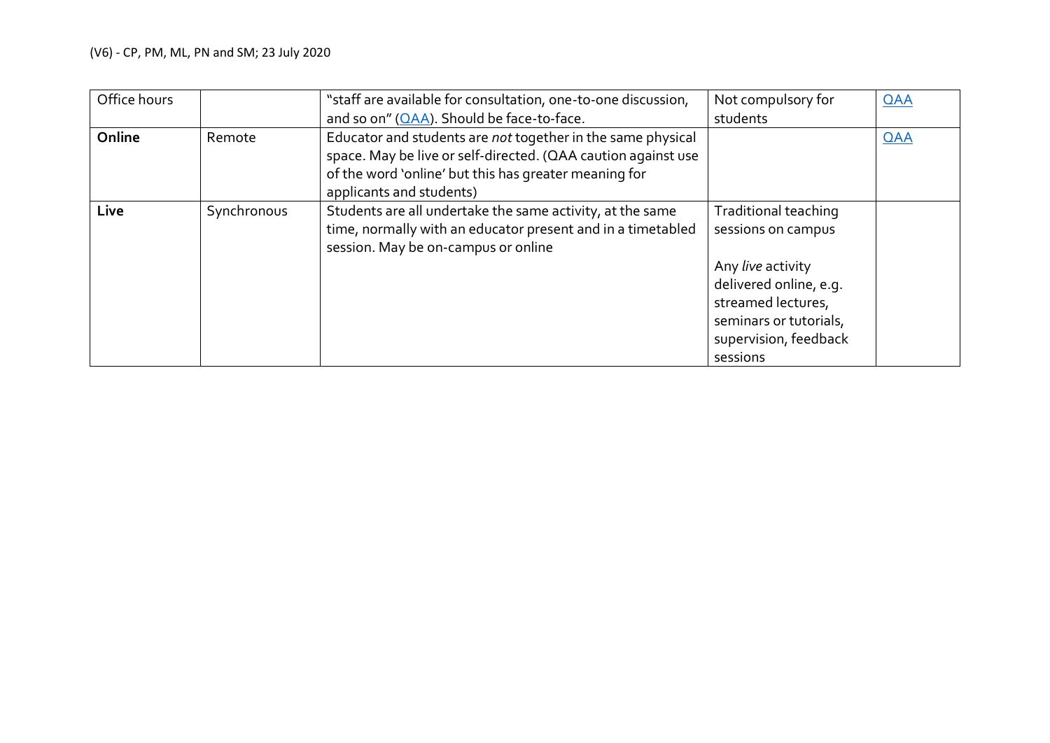| Office hours | | "staff are available for consultation, one-to-one discussion, and so on" ([QAA](QAA)). Should be face-to-face. | Not compulsory for students | QAA |
|---|---|---|---|---|
| **Online** | Remote | Educator and students are *not* together in the same physical space. May be live or self-directed. (QAA caution against use of the word 'online' but this has greater meaning for applicants and students) | | QAA |
| **Live** | Synchronous | Students are all undertake the same activity, at the same time, normally with an educator present and in a timetabled session. May be on-campus or online | Traditional teaching sessions on campus<br><br>Any *live* activity delivered online, e.g. streamed lectures, seminars or tutorials, supervision, feedback sessions | |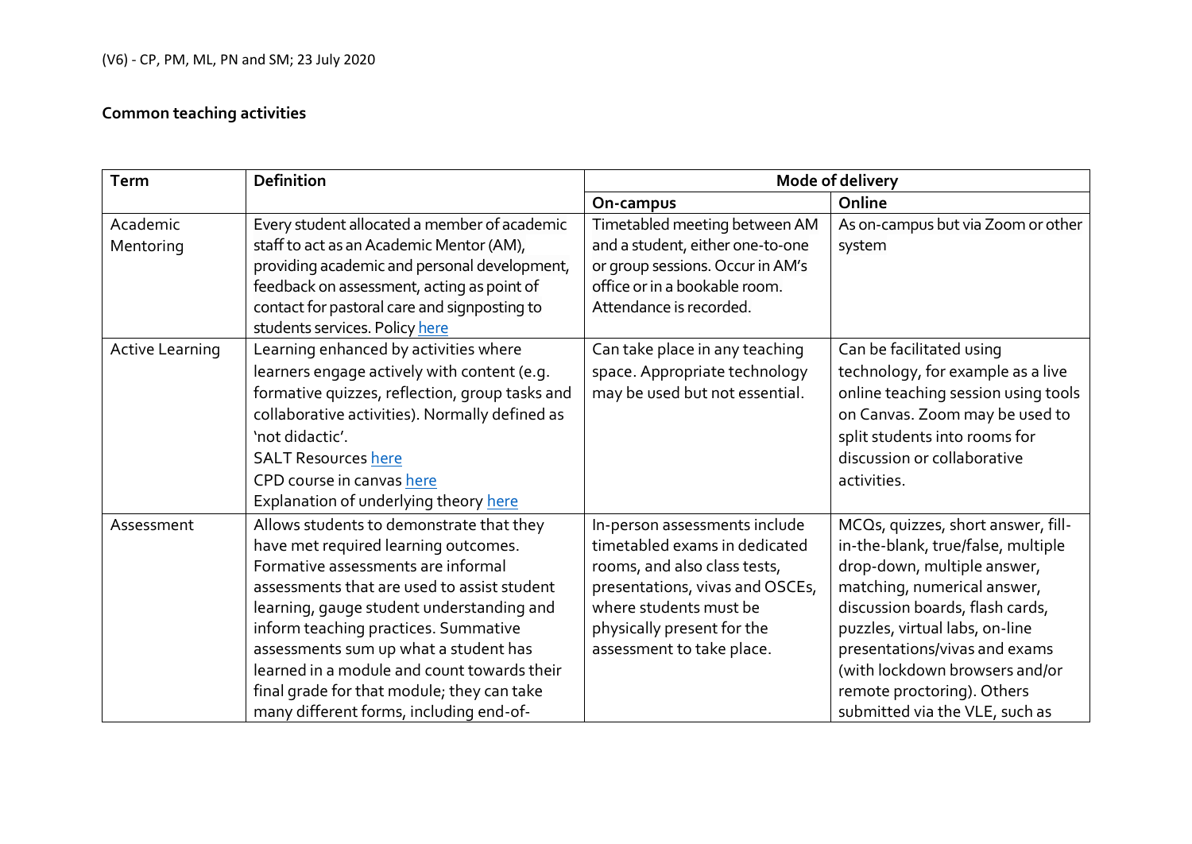(V6) - CP, PM, ML, PN and SM; 23 July 2020

**Common teaching activities**

| Term | Definition | Mode of delivery | |
|---|---|---|---|
| | | **On-campus** | **Online** |
| Academic Mentoring | Every student allocated a member of academic staff to act as an Academic Mentor (AM), providing academic and personal development, feedback on assessment, acting as point of contact for pastoral care and signposting to students services. Policy here | Timetabled meeting between AM and a student, either one-to-one or group sessions. Occur in AM's office or in a bookable room. Attendance is recorded. | As on-campus but via Zoom or other system |
| Active Learning | Learning enhanced by activities where learners engage actively with content (e.g. formative quizzes, reflection, group tasks and collaborative activities). Normally defined as 'not didactic'.<br>SALT Resources here<br>CPD course in canvas here<br>Explanation of underlying theory here | Can take place in any teaching space. Appropriate technology may be used but not essential. | Can be facilitated using technology, for example as a live online teaching session using tools on Canvas. Zoom may be used to split students into rooms for discussion or collaborative activities. |
| Assessment | Allows students to demonstrate that they have met required learning outcomes. Formative assessments are informal assessments that are used to assist student learning, gauge student understanding and inform teaching practices. Summative assessments sum up what a student has learned in a module and count towards their final grade for that module; they can take many different forms, including end-of- | In-person assessments include timetabled exams in dedicated rooms, and also class tests, presentations, vivas and OSCEs, where students must be physically present for the assessment to take place. | MCQs, quizzes, short answer, fill-in-the-blank, true/false, multiple drop-down, multiple answer, matching, numerical answer, discussion boards, flash cards, puzzles, virtual labs, on-line presentations/vivas and exams (with lockdown browsers and/or remote proctoring). Others submitted via the VLE, such as |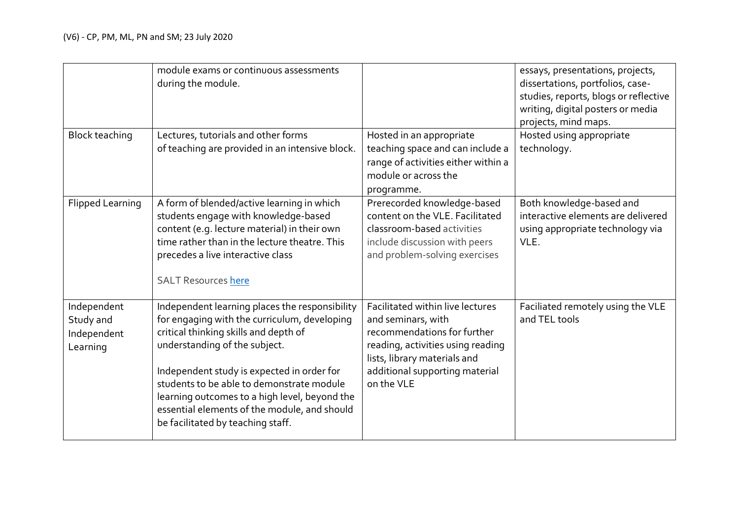| | | | |
|---|---|---|---|
| | module exams or continuous assessments during the module. | | essays, presentations, projects, dissertations, portfolios, case-studies, reports, blogs or reflective writing, digital posters or media projects, mind maps. |
| Block teaching | Lectures, tutorials and other forms of teaching are provided in an intensive block. | Hosted in an appropriate teaching space and can include a range of activities either within a module or across the programme. | Hosted using appropriate technology. |
| Flipped Learning | A form of blended/active learning in which students engage with knowledge-based content (e.g. lecture material) in their own time rather than in the lecture theatre. This precedes a live interactive class<br><br>SALT Resources [here]() | Prerecorded knowledge-based content on the VLE. Facilitated classroom-based activities include discussion with peers and problem-solving exercises | Both knowledge-based and interactive elements are delivered using appropriate technology via VLE. |
| Independent Study and Independent Learning | Independent learning places the responsibility for engaging with the curriculum, developing critical thinking skills and depth of understanding of the subject.<br><br>Independent study is expected in order for students to be able to demonstrate module learning outcomes to a high level, beyond the essential elements of the module, and should be facilitated by teaching staff. | Facilitated within live lectures and seminars, with recommendations for further reading, activities using reading lists, library materials and additional supporting material on the VLE | Faciliated remotely using the VLE and TEL tools |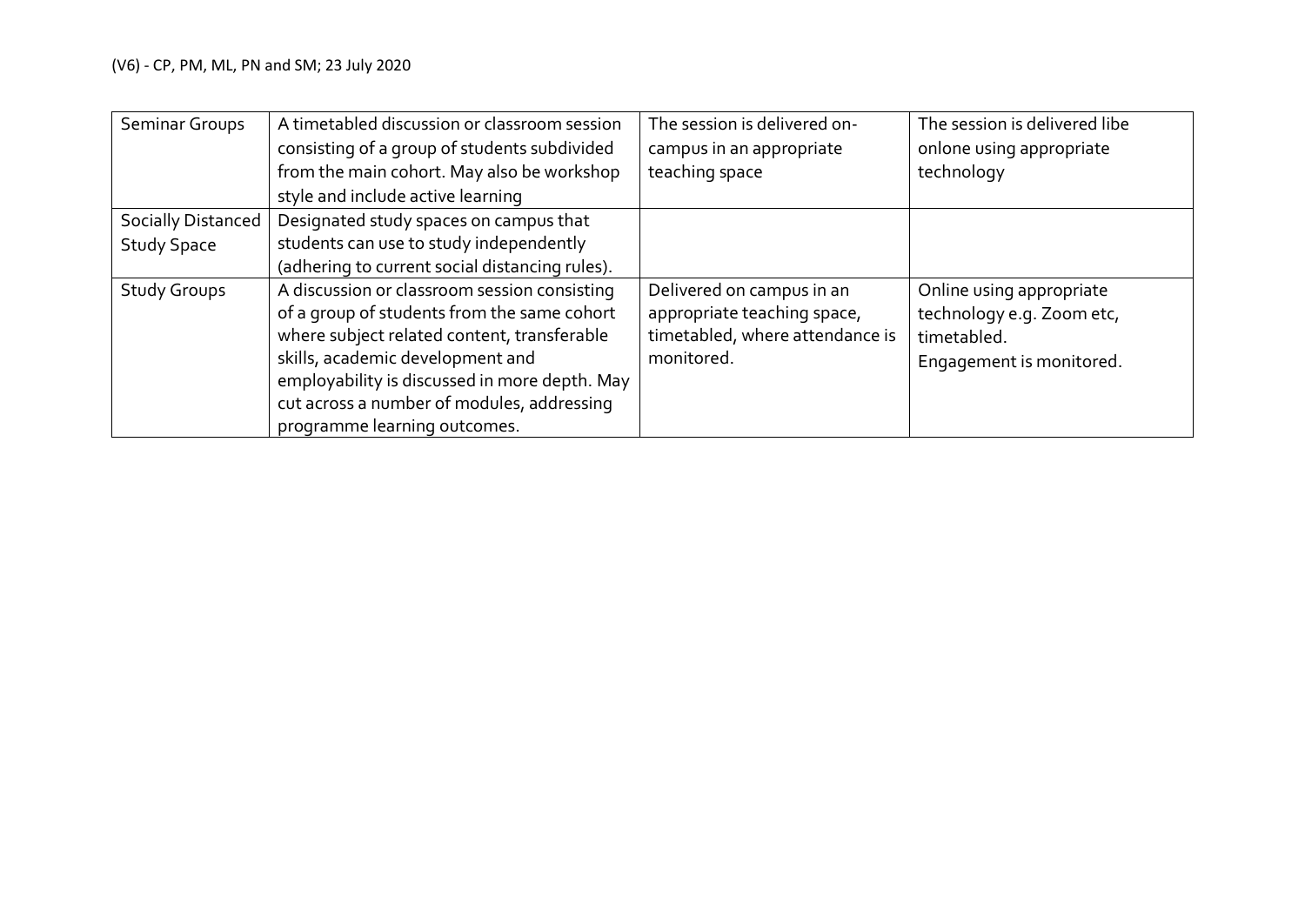| | | | |
|---|---|---|---|
| Seminar Groups | A timetabled discussion or classroom session consisting of a group of students subdivided from the main cohort. May also be workshop style and include active learning | The session is delivered on-campus in an appropriate teaching space | The session is delivered libe onlone using appropriate technology |
| Socially Distanced Study Space | Designated study spaces on campus that students can use to study independently (adhering to current social distancing rules). | | |
| Study Groups | A discussion or classroom session consisting of a group of students from the same cohort where subject related content, transferable skills, academic development and employability is discussed in more depth. May cut across a number of modules, addressing programme learning outcomes. | Delivered on campus in an appropriate teaching space, timetabled, where attendance is monitored. | Online using appropriate technology e.g. Zoom etc, timetabled. Engagement is monitored. |